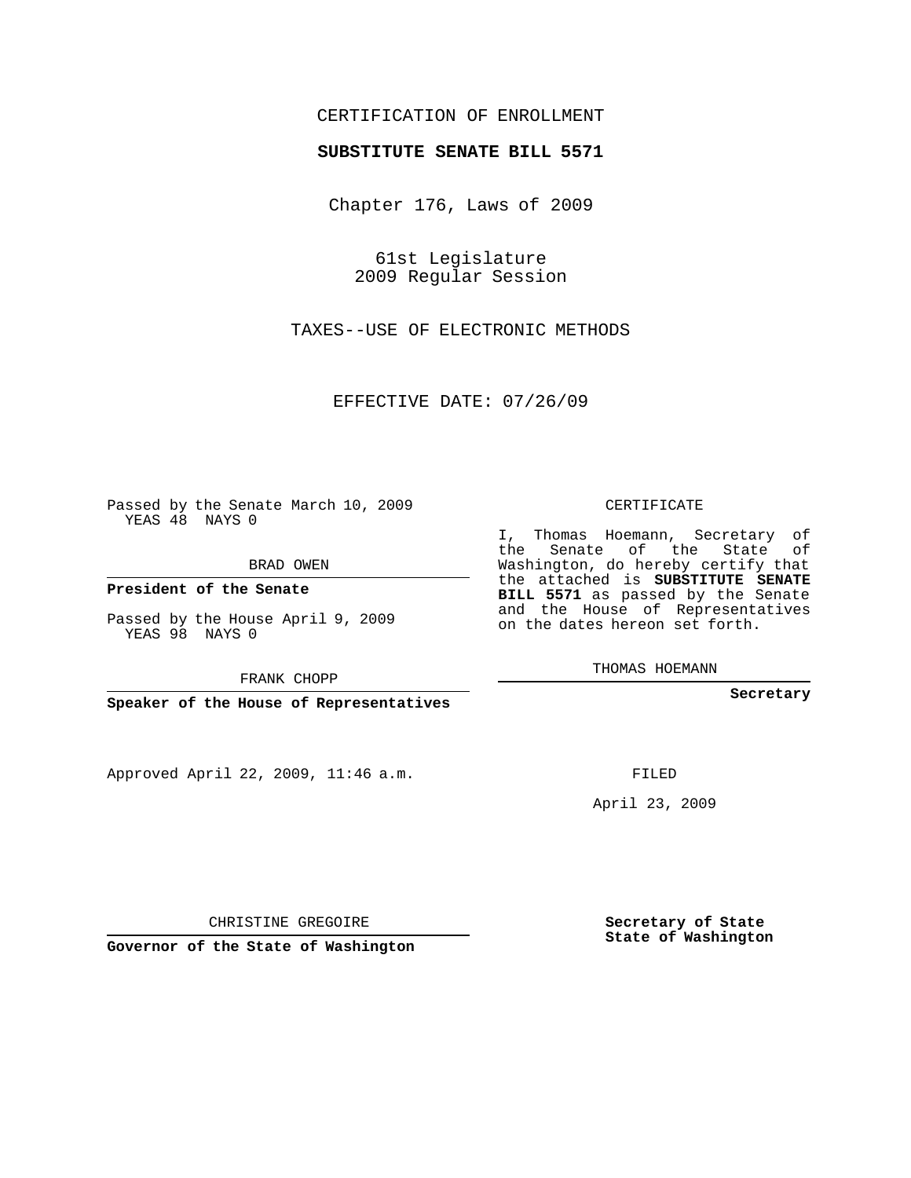CERTIFICATION OF ENROLLMENT

**SUBSTITUTE SENATE BILL 5571**

Chapter 176, Laws of 2009

61st Legislature
2009 Regular Session

TAXES--USE OF ELECTRONIC METHODS

EFFECTIVE DATE: 07/26/09

Passed by the Senate March 10, 2009
YEAS 48 NAYS 0

BRAD OWEN

**President of the Senate**

Passed by the House April 9, 2009
YEAS 98 NAYS 0

FRANK CHOPP

**Speaker of the House of Representatives**

CERTIFICATE

I, Thomas Hoemann, Secretary of the Senate of the State of Washington, do hereby certify that the attached is **SUBSTITUTE SENATE BILL 5571** as passed by the Senate and the House of Representatives on the dates hereon set forth.

THOMAS HOEMANN

**Secretary**

Approved April 22, 2009, 11:46 a.m.

FILED

April 23, 2009

CHRISTINE GREGOIRE

**Governor of the State of Washington**

**Secretary of State**
**State of Washington**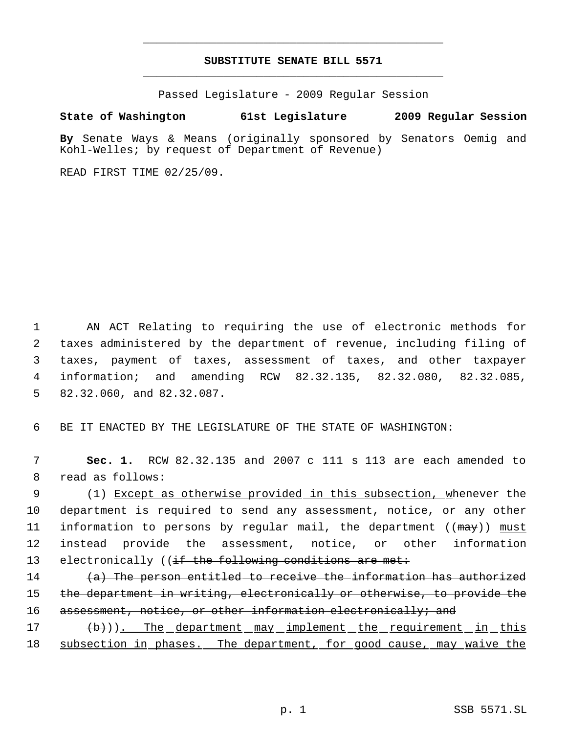# SUBSTITUTE SENATE BILL 5571

Passed Legislature - 2009 Regular Session

**State of Washington 61st Legislature 2009 Regular Session**

**By** Senate Ways & Means (originally sponsored by Senators Oemig and Kohl-Welles; by request of Department of Revenue)

READ FIRST TIME 02/25/09.

1 AN ACT Relating to requiring the use of electronic methods for
2 taxes administered by the department of revenue, including filing of
3 taxes, payment of taxes, assessment of taxes, and other taxpayer
4 information; and amending RCW 82.32.135, 82.32.080, 82.32.085,
5 82.32.060, and 82.32.087.

6 BE IT ENACTED BY THE LEGISLATURE OF THE STATE OF WASHINGTON:

7 **Sec. 1.** RCW 82.32.135 and 2007 c 111 s 113 are each amended to
8 read as follows:

9 (1) <u>Except as otherwise provided in this subsection, w</u>henever the
10 department is required to send any assessment, notice, or any other
11 information to persons by regular mail, the department ((~~may~~)) <u>must</u>
12 instead provide the assessment, notice, or other information
13 electronically ((~~if the following conditions are met:~~

14 ~~(a) The person entitled to receive the information has authorized~~
15 ~~the department in writing, electronically or otherwise, to provide the~~
16 ~~assessment, notice, or other information electronically; and~~

17 ~~(b)~~))<u>. The department may implement the requirement in this</u>
18 <u>subsection in phases. The department, for good cause, may waive the</u>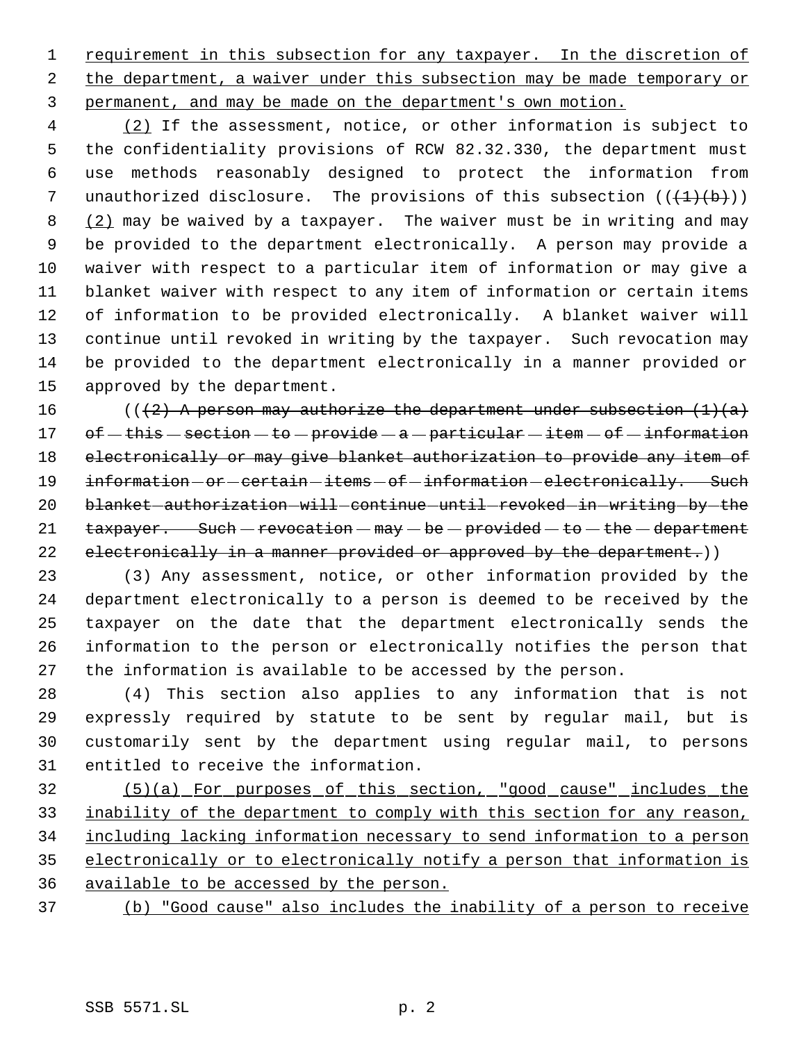requirement in this subsection for any taxpayer. In the discretion of the department, a waiver under this subsection may be made temporary or permanent, and may be made on the department's own motion.

(2) If the assessment, notice, or other information is subject to the confidentiality provisions of RCW 82.32.330, the department must use methods reasonably designed to protect the information from unauthorized disclosure. The provisions of this subsection (((1)(b))) (2) may be waived by a taxpayer. The waiver must be in writing and may be provided to the department electronically. A person may provide a waiver with respect to a particular item of information or may give a blanket waiver with respect to any item of information or certain items of information to be provided electronically. A blanket waiver will continue until revoked in writing by the taxpayer. Such revocation may be provided to the department electronically in a manner provided or approved by the department.

(((2) A person may authorize the department under subsection (1)(a) of this section to provide a particular item of information electronically or may give blanket authorization to provide any item of information or certain items of information electronically. Such blanket authorization will continue until revoked in writing by the taxpayer. Such revocation may be provided to the department electronically in a manner provided or approved by the department.))

(3) Any assessment, notice, or other information provided by the department electronically to a person is deemed to be received by the taxpayer on the date that the department electronically sends the information to the person or electronically notifies the person that the information is available to be accessed by the person.

(4) This section also applies to any information that is not expressly required by statute to be sent by regular mail, but is customarily sent by the department using regular mail, to persons entitled to receive the information.

(5)(a) For purposes of this section, "good cause" includes the inability of the department to comply with this section for any reason, including lacking information necessary to send information to a person electronically or to electronically notify a person that information is available to be accessed by the person.

(b) "Good cause" also includes the inability of a person to receive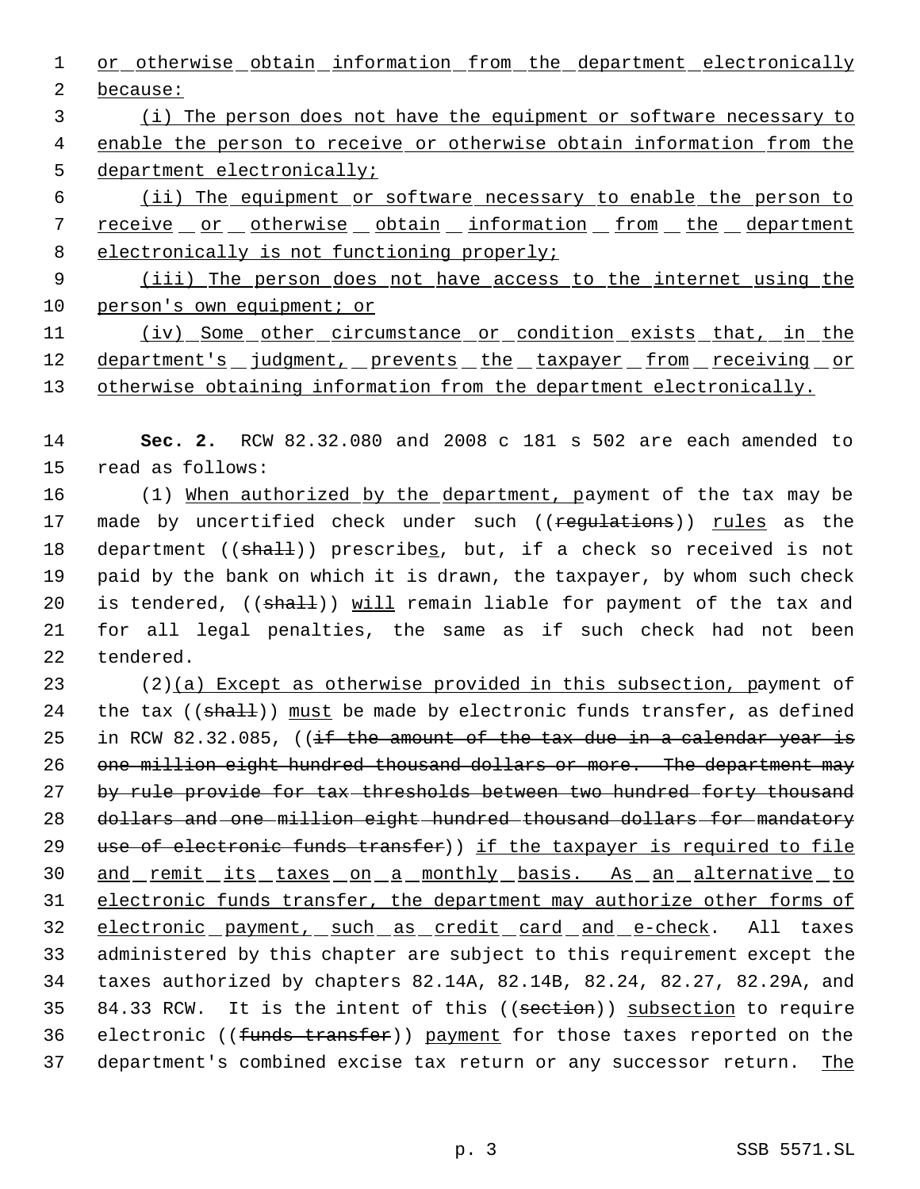or otherwise obtain information from the department electronically because:

(i) The person does not have the equipment or software necessary to enable the person to receive or otherwise obtain information from the department electronically;

(ii) The equipment or software necessary to enable the person to receive or otherwise obtain information from the department electronically is not functioning properly;

(iii) The person does not have access to the internet using the person's own equipment; or

(iv) Some other circumstance or condition exists that, in the department's judgment, prevents the taxpayer from receiving or otherwise obtaining information from the department electronically.

**Sec. 2.** RCW 82.32.080 and 2008 c 181 s 502 are each amended to read as follows:

(1) When authorized by the department, payment of the tax may be made by uncertified check under such ((regulations)) rules as the department ((shall)) prescribes, but, if a check so received is not paid by the bank on which it is drawn, the taxpayer, by whom such check is tendered, ((shall)) will remain liable for payment of the tax and for all legal penalties, the same as if such check had not been tendered.

(2)(a) Except as otherwise provided in this subsection, payment of the tax ((shall)) must be made by electronic funds transfer, as defined in RCW 82.32.085, ((if the amount of the tax due in a calendar year is one million eight hundred thousand dollars or more. The department may by rule provide for tax thresholds between two hundred forty thousand dollars and one million eight hundred thousand dollars for mandatory use of electronic funds transfer)) if the taxpayer is required to file and remit its taxes on a monthly basis. As an alternative to electronic funds transfer, the department may authorize other forms of electronic payment, such as credit card and e-check. All taxes administered by this chapter are subject to this requirement except the taxes authorized by chapters 82.14A, 82.14B, 82.24, 82.27, 82.29A, and 84.33 RCW. It is the intent of this ((section)) subsection to require electronic ((funds transfer)) payment for those taxes reported on the department's combined excise tax return or any successor return. The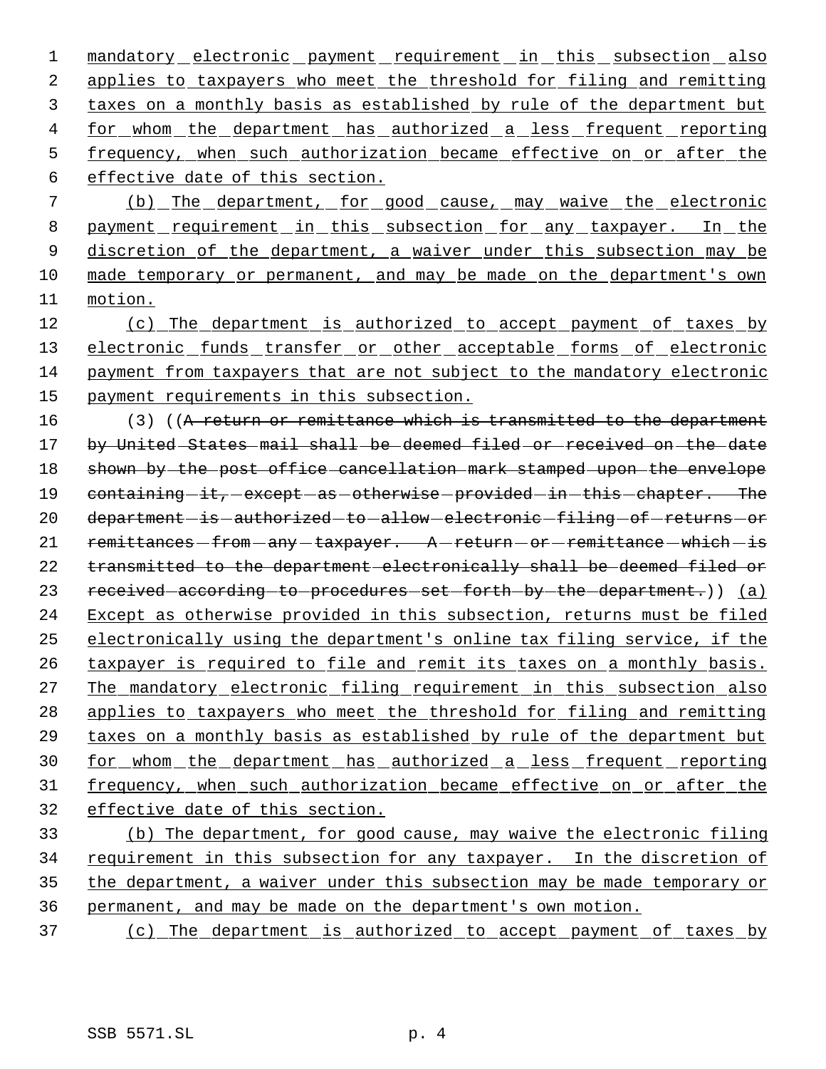mandatory electronic payment requirement in this subsection also applies to taxpayers who meet the threshold for filing and remitting taxes on a monthly basis as established by rule of the department but for whom the department has authorized a less frequent reporting frequency, when such authorization became effective on or after the effective date of this section.

(b) The department, for good cause, may waive the electronic payment requirement in this subsection for any taxpayer. In the discretion of the department, a waiver under this subsection may be made temporary or permanent, and may be made on the department's own motion.

(c) The department is authorized to accept payment of taxes by electronic funds transfer or other acceptable forms of electronic payment from taxpayers that are not subject to the mandatory electronic payment requirements in this subsection.

(3) ((~~A return or remittance which is transmitted to the department by United States mail shall be deemed filed or received on the date shown by the post office cancellation mark stamped upon the envelope containing it, except as otherwise provided in this chapter. The department is authorized to allow electronic filing of returns or remittances from any taxpayer. A return or remittance which is transmitted to the department electronically shall be deemed filed or received according to procedures set forth by the department.~~)) (a) Except as otherwise provided in this subsection, returns must be filed electronically using the department's online tax filing service, if the taxpayer is required to file and remit its taxes on a monthly basis. The mandatory electronic filing requirement in this subsection also applies to taxpayers who meet the threshold for filing and remitting taxes on a monthly basis as established by rule of the department but for whom the department has authorized a less frequent reporting frequency, when such authorization became effective on or after the effective date of this section.

(b) The department, for good cause, may waive the electronic filing requirement in this subsection for any taxpayer. In the discretion of the department, a waiver under this subsection may be made temporary or permanent, and may be made on the department's own motion.

(c) The department is authorized to accept payment of taxes by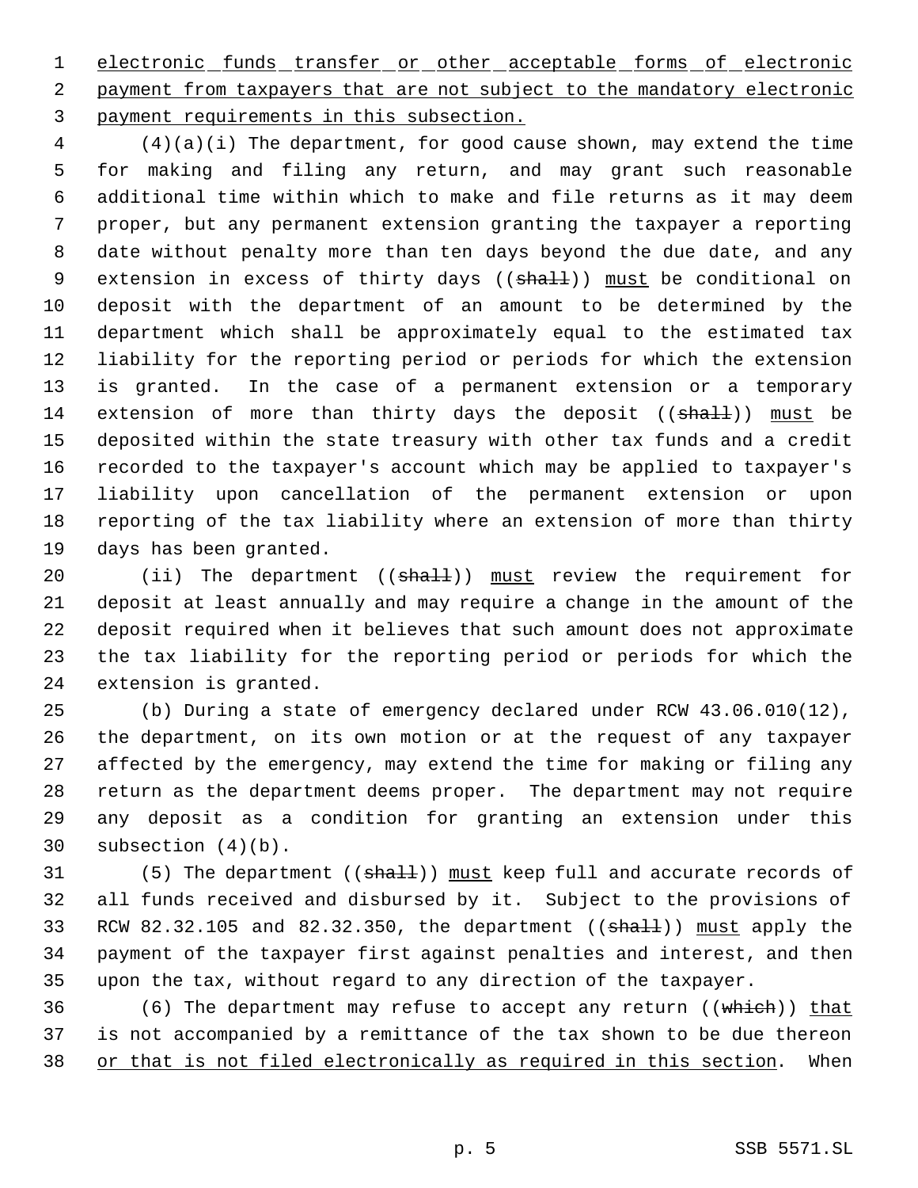electronic funds transfer or other acceptable forms of electronic payment from taxpayers that are not subject to the mandatory electronic payment requirements in this subsection.

(4)(a)(i) The department, for good cause shown, may extend the time for making and filing any return, and may grant such reasonable additional time within which to make and file returns as it may deem proper, but any permanent extension granting the taxpayer a reporting date without penalty more than ten days beyond the due date, and any extension in excess of thirty days ((~~shall~~)) must be conditional on deposit with the department of an amount to be determined by the department which shall be approximately equal to the estimated tax liability for the reporting period or periods for which the extension is granted. In the case of a permanent extension or a temporary extension of more than thirty days the deposit ((~~shall~~)) must be deposited within the state treasury with other tax funds and a credit recorded to the taxpayer's account which may be applied to taxpayer's liability upon cancellation of the permanent extension or upon reporting of the tax liability where an extension of more than thirty days has been granted.

(ii) The department ((~~shall~~)) must review the requirement for deposit at least annually and may require a change in the amount of the deposit required when it believes that such amount does not approximate the tax liability for the reporting period or periods for which the extension is granted.

(b) During a state of emergency declared under RCW 43.06.010(12), the department, on its own motion or at the request of any taxpayer affected by the emergency, may extend the time for making or filing any return as the department deems proper. The department may not require any deposit as a condition for granting an extension under this subsection (4)(b).

(5) The department ((~~shall~~)) must keep full and accurate records of all funds received and disbursed by it. Subject to the provisions of RCW 82.32.105 and 82.32.350, the department ((~~shall~~)) must apply the payment of the taxpayer first against penalties and interest, and then upon the tax, without regard to any direction of the taxpayer.

(6) The department may refuse to accept any return ((~~which~~)) that is not accompanied by a remittance of the tax shown to be due thereon or that is not filed electronically as required in this section. When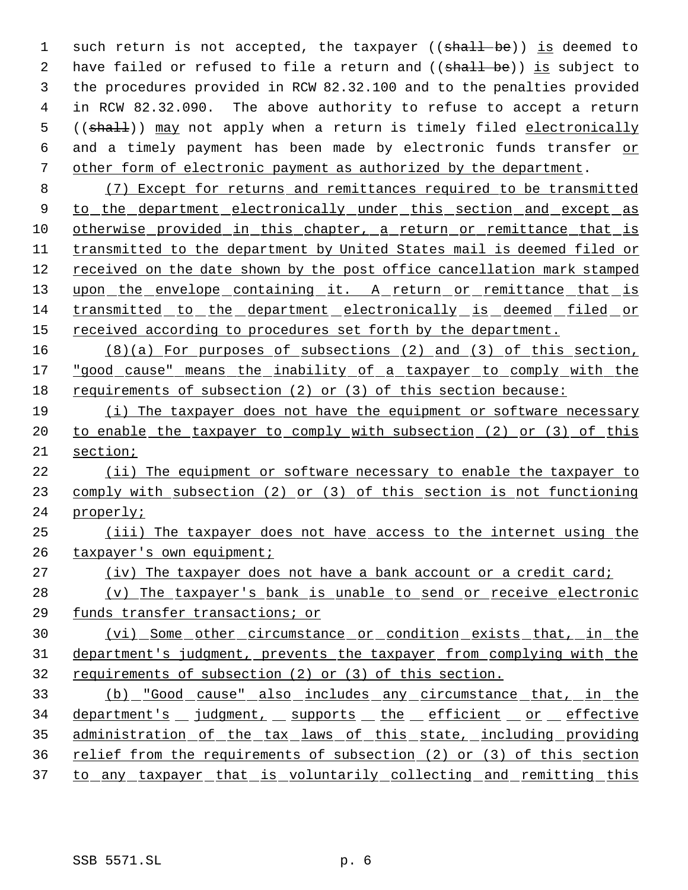such return is not accepted, the taxpayer ((~~shall be~~)) <u>is</u> deemed to have failed or refused to file a return and ((~~shall be~~)) <u>is</u> subject to the procedures provided in RCW 82.32.100 and to the penalties provided in RCW 82.32.090. The above authority to refuse to accept a return ((~~shall~~)) <u>may</u> not apply when a return is timely filed <u>electronically</u> and a timely payment has been made by electronic funds transfer <u>or other form of electronic payment as authorized by the department</u>.

<u>(7) Except for returns and remittances required to be transmitted to the department electronically under this section and except as otherwise provided in this chapter, a return or remittance that is transmitted to the department by United States mail is deemed filed or received on the date shown by the post office cancellation mark stamped upon the envelope containing it. A return or remittance that is transmitted to the department electronically is deemed filed or received according to procedures set forth by the department.</u>

<u>(8)(a) For purposes of subsections (2) and (3) of this section, "good cause" means the inability of a taxpayer to comply with the requirements of subsection (2) or (3) of this section because:</u>

<u>(i) The taxpayer does not have the equipment or software necessary to enable the taxpayer to comply with subsection (2) or (3) of this section;</u>

<u>(ii) The equipment or software necessary to enable the taxpayer to comply with subsection (2) or (3) of this section is not functioning properly;</u>

<u>(iii) The taxpayer does not have access to the internet using the taxpayer's own equipment;</u>

<u>(iv) The taxpayer does not have a bank account or a credit card;</u>

<u>(v) The taxpayer's bank is unable to send or receive electronic funds transfer transactions; or</u>

<u>(vi) Some other circumstance or condition exists that, in the department's judgment, prevents the taxpayer from complying with the requirements of subsection (2) or (3) of this section.</u>

<u>(b) "Good cause" also includes any circumstance that, in the department's judgment, supports the efficient or effective administration of the tax laws of this state, including providing relief from the requirements of subsection (2) or (3) of this section to any taxpayer that is voluntarily collecting and remitting this</u>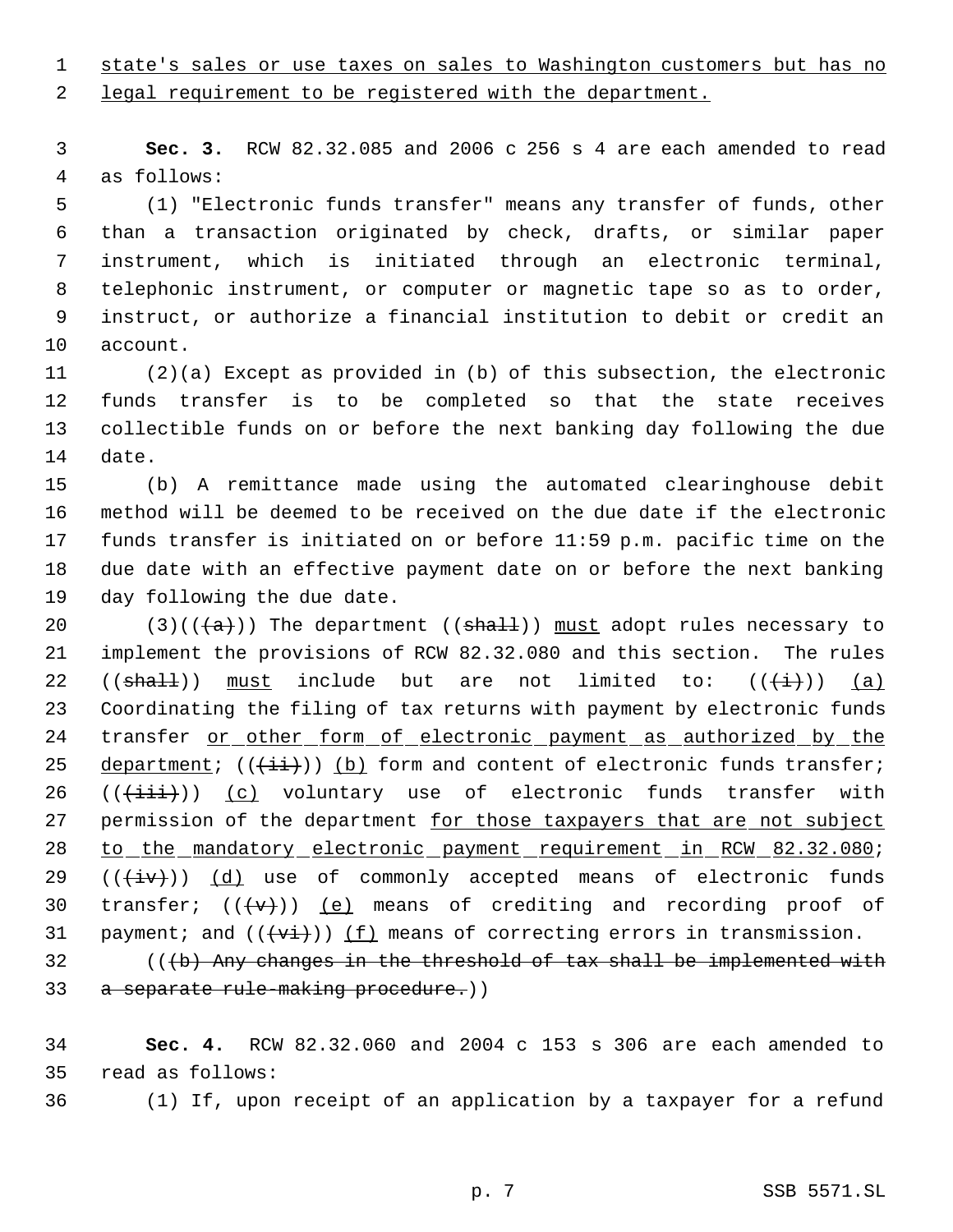state's sales or use taxes on sales to Washington customers but has no legal requirement to be registered with the department.

**Sec. 3.** RCW 82.32.085 and 2006 c 256 s 4 are each amended to read as follows:

(1) "Electronic funds transfer" means any transfer of funds, other than a transaction originated by check, drafts, or similar paper instrument, which is initiated through an electronic terminal, telephonic instrument, or computer or magnetic tape so as to order, instruct, or authorize a financial institution to debit or credit an account.

(2)(a) Except as provided in (b) of this subsection, the electronic funds transfer is to be completed so that the state receives collectible funds on or before the next banking day following the due date.

(b) A remittance made using the automated clearinghouse debit method will be deemed to be received on the due date if the electronic funds transfer is initiated on or before 11:59 p.m. pacific time on the due date with an effective payment date on or before the next banking day following the due date.

(3)((~~(a)~~)) The department ((~~shall~~)) must adopt rules necessary to implement the provisions of RCW 82.32.080 and this section. The rules ((~~shall~~)) must include but are not limited to: ((~~(i)~~)) (a) Coordinating the filing of tax returns with payment by electronic funds transfer or other form of electronic payment as authorized by the department; ((~~(ii)~~)) (b) form and content of electronic funds transfer; ((~~(iii)~~)) (c) voluntary use of electronic funds transfer with permission of the department for those taxpayers that are not subject to the mandatory electronic payment requirement in RCW 82.32.080; ((~~(iv)~~)) (d) use of commonly accepted means of electronic funds transfer; ((~~(v)~~)) (e) means of crediting and recording proof of payment; and ((~~(vi)~~)) (f) means of correcting errors in transmission.

((~~(b) Any changes in the threshold of tax shall be implemented with a separate rule-making procedure.~~))

**Sec. 4.** RCW 82.32.060 and 2004 c 153 s 306 are each amended to read as follows:

(1) If, upon receipt of an application by a taxpayer for a refund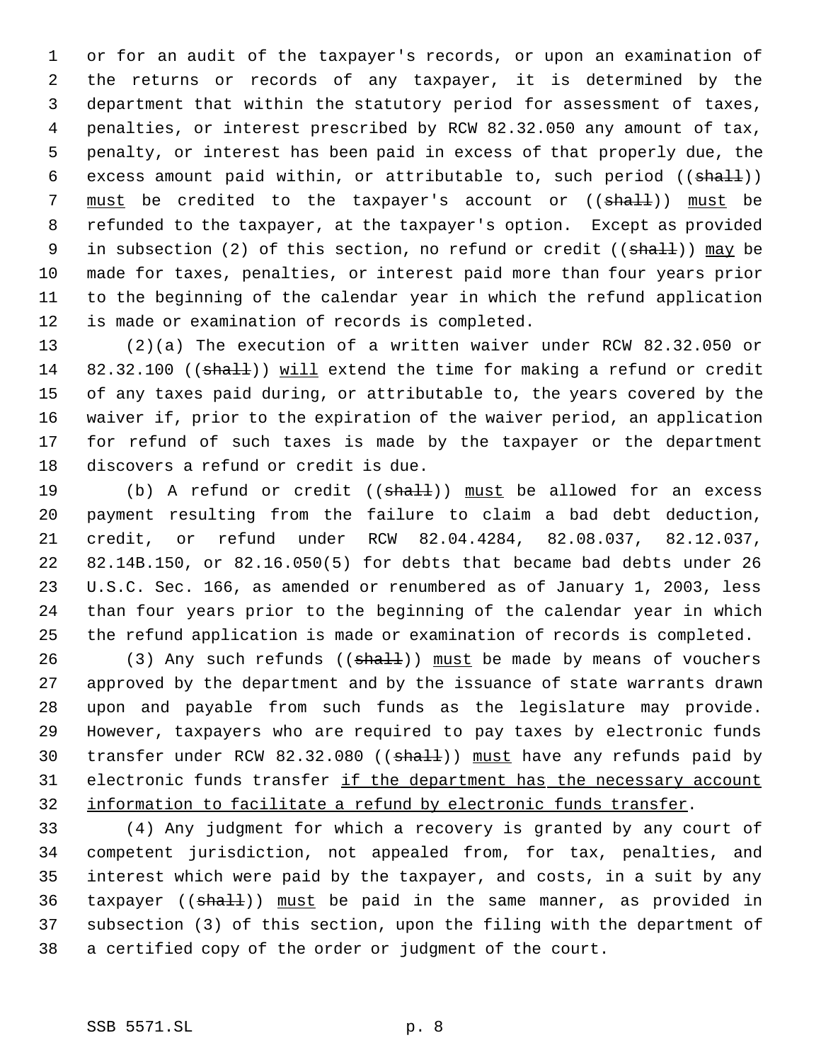or for an audit of the taxpayer's records, or upon an examination of the returns or records of any taxpayer, it is determined by the department that within the statutory period for assessment of taxes, penalties, or interest prescribed by RCW 82.32.050 any amount of tax, penalty, or interest has been paid in excess of that properly due, the excess amount paid within, or attributable to, such period ((~~shall~~)) <u>must</u> be credited to the taxpayer's account or ((~~shall~~)) <u>must</u> be refunded to the taxpayer, at the taxpayer's option. Except as provided in subsection (2) of this section, no refund or credit ((~~shall~~)) <u>may</u> be made for taxes, penalties, or interest paid more than four years prior to the beginning of the calendar year in which the refund application is made or examination of records is completed.

(2)(a) The execution of a written waiver under RCW 82.32.050 or 82.32.100 ((~~shall~~)) <u>will</u> extend the time for making a refund or credit of any taxes paid during, or attributable to, the years covered by the waiver if, prior to the expiration of the waiver period, an application for refund of such taxes is made by the taxpayer or the department discovers a refund or credit is due.

(b) A refund or credit ((~~shall~~)) <u>must</u> be allowed for an excess payment resulting from the failure to claim a bad debt deduction, credit, or refund under RCW 82.04.4284, 82.08.037, 82.12.037, 82.14B.150, or 82.16.050(5) for debts that became bad debts under 26 U.S.C. Sec. 166, as amended or renumbered as of January 1, 2003, less than four years prior to the beginning of the calendar year in which the refund application is made or examination of records is completed.

(3) Any such refunds ((~~shall~~)) <u>must</u> be made by means of vouchers approved by the department and by the issuance of state warrants drawn upon and payable from such funds as the legislature may provide. However, taxpayers who are required to pay taxes by electronic funds transfer under RCW 82.32.080 ((~~shall~~)) <u>must</u> have any refunds paid by electronic funds transfer <u>if the department has the necessary account information to facilitate a refund by electronic funds transfer</u>.

(4) Any judgment for which a recovery is granted by any court of competent jurisdiction, not appealed from, for tax, penalties, and interest which were paid by the taxpayer, and costs, in a suit by any taxpayer ((~~shall~~)) <u>must</u> be paid in the same manner, as provided in subsection (3) of this section, upon the filing with the department of a certified copy of the order or judgment of the court.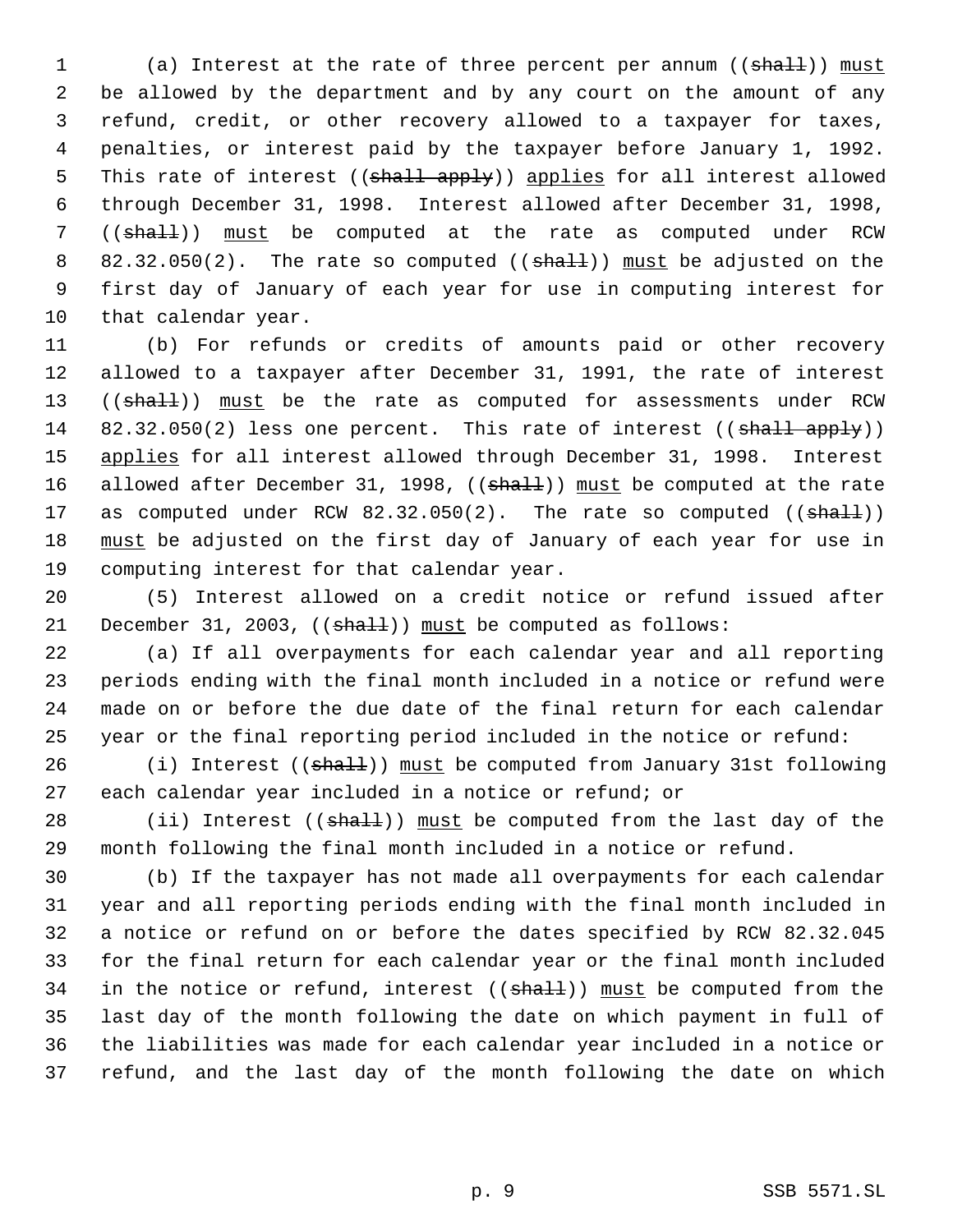(a) Interest at the rate of three percent per annum ((~~shall~~)) must be allowed by the department and by any court on the amount of any refund, credit, or other recovery allowed to a taxpayer for taxes, penalties, or interest paid by the taxpayer before January 1, 1992. This rate of interest ((~~shall apply~~)) applies for all interest allowed through December 31, 1998. Interest allowed after December 31, 1998, ((~~shall~~)) must be computed at the rate as computed under RCW 82.32.050(2). The rate so computed ((~~shall~~)) must be adjusted on the first day of January of each year for use in computing interest for that calendar year.

(b) For refunds or credits of amounts paid or other recovery allowed to a taxpayer after December 31, 1991, the rate of interest ((~~shall~~)) must be the rate as computed for assessments under RCW 82.32.050(2) less one percent. This rate of interest ((~~shall apply~~)) applies for all interest allowed through December 31, 1998. Interest allowed after December 31, 1998, ((~~shall~~)) must be computed at the rate as computed under RCW 82.32.050(2). The rate so computed ((~~shall~~)) must be adjusted on the first day of January of each year for use in computing interest for that calendar year.

(5) Interest allowed on a credit notice or refund issued after December 31, 2003, ((~~shall~~)) must be computed as follows:

(a) If all overpayments for each calendar year and all reporting periods ending with the final month included in a notice or refund were made on or before the due date of the final return for each calendar year or the final reporting period included in the notice or refund:

(i) Interest ((~~shall~~)) must be computed from January 31st following each calendar year included in a notice or refund; or

(ii) Interest ((~~shall~~)) must be computed from the last day of the month following the final month included in a notice or refund.

(b) If the taxpayer has not made all overpayments for each calendar year and all reporting periods ending with the final month included in a notice or refund on or before the dates specified by RCW 82.32.045 for the final return for each calendar year or the final month included in the notice or refund, interest ((~~shall~~)) must be computed from the last day of the month following the date on which payment in full of the liabilities was made for each calendar year included in a notice or refund, and the last day of the month following the date on which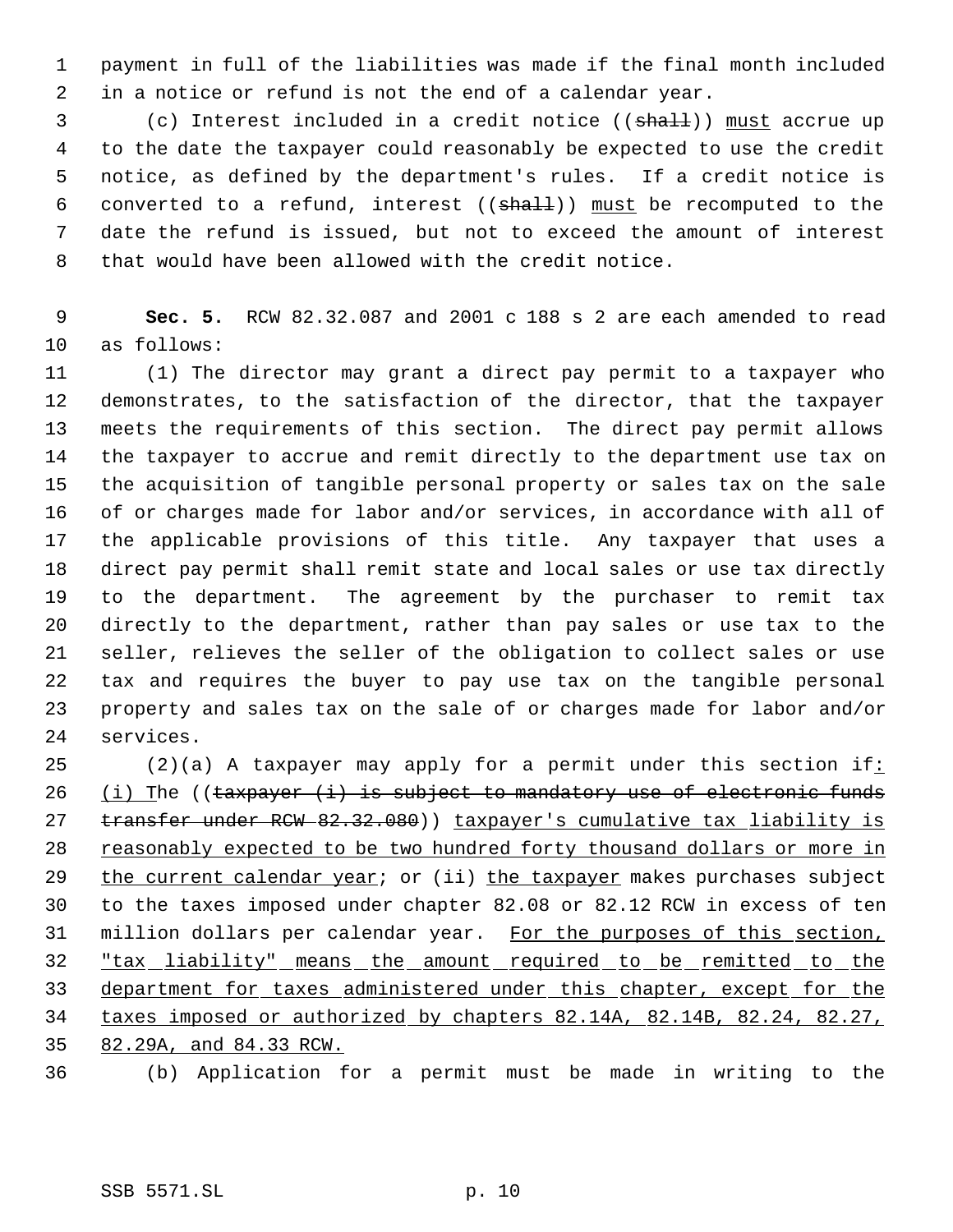payment in full of the liabilities was made if the final month included in a notice or refund is not the end of a calendar year.

(c) Interest included in a credit notice ((~~shall~~)) <u>must</u> accrue up to the date the taxpayer could reasonably be expected to use the credit notice, as defined by the department's rules. If a credit notice is converted to a refund, interest ((~~shall~~)) <u>must</u> be recomputed to the date the refund is issued, but not to exceed the amount of interest that would have been allowed with the credit notice.

**Sec. 5.** RCW 82.32.087 and 2001 c 188 s 2 are each amended to read as follows:

(1) The director may grant a direct pay permit to a taxpayer who demonstrates, to the satisfaction of the director, that the taxpayer meets the requirements of this section. The direct pay permit allows the taxpayer to accrue and remit directly to the department use tax on the acquisition of tangible personal property or sales tax on the sale of or charges made for labor and/or services, in accordance with all of the applicable provisions of this title. Any taxpayer that uses a direct pay permit shall remit state and local sales or use tax directly to the department. The agreement by the purchaser to remit tax directly to the department, rather than pay sales or use tax to the seller, relieves the seller of the obligation to collect sales or use tax and requires the buyer to pay use tax on the tangible personal property and sales tax on the sale of or charges made for labor and/or services.

(2)(a) A taxpayer may apply for a permit under this section if<u>: (i) T</u>he ((~~taxpayer (i) is subject to mandatory use of electronic funds transfer under RCW 82.32.080~~)) <u>taxpayer's cumulative tax liability is reasonably expected to be two hundred forty thousand dollars or more in the current calendar year</u>; or (ii) <u>the taxpayer</u> makes purchases subject to the taxes imposed under chapter 82.08 or 82.12 RCW in excess of ten million dollars per calendar year. <u>For the purposes of this section, "tax liability" means the amount required to be remitted to the department for taxes administered under this chapter, except for the taxes imposed or authorized by chapters 82.14A, 82.14B, 82.24, 82.27, 82.29A, and 84.33 RCW.</u>

(b) Application for a permit must be made in writing to the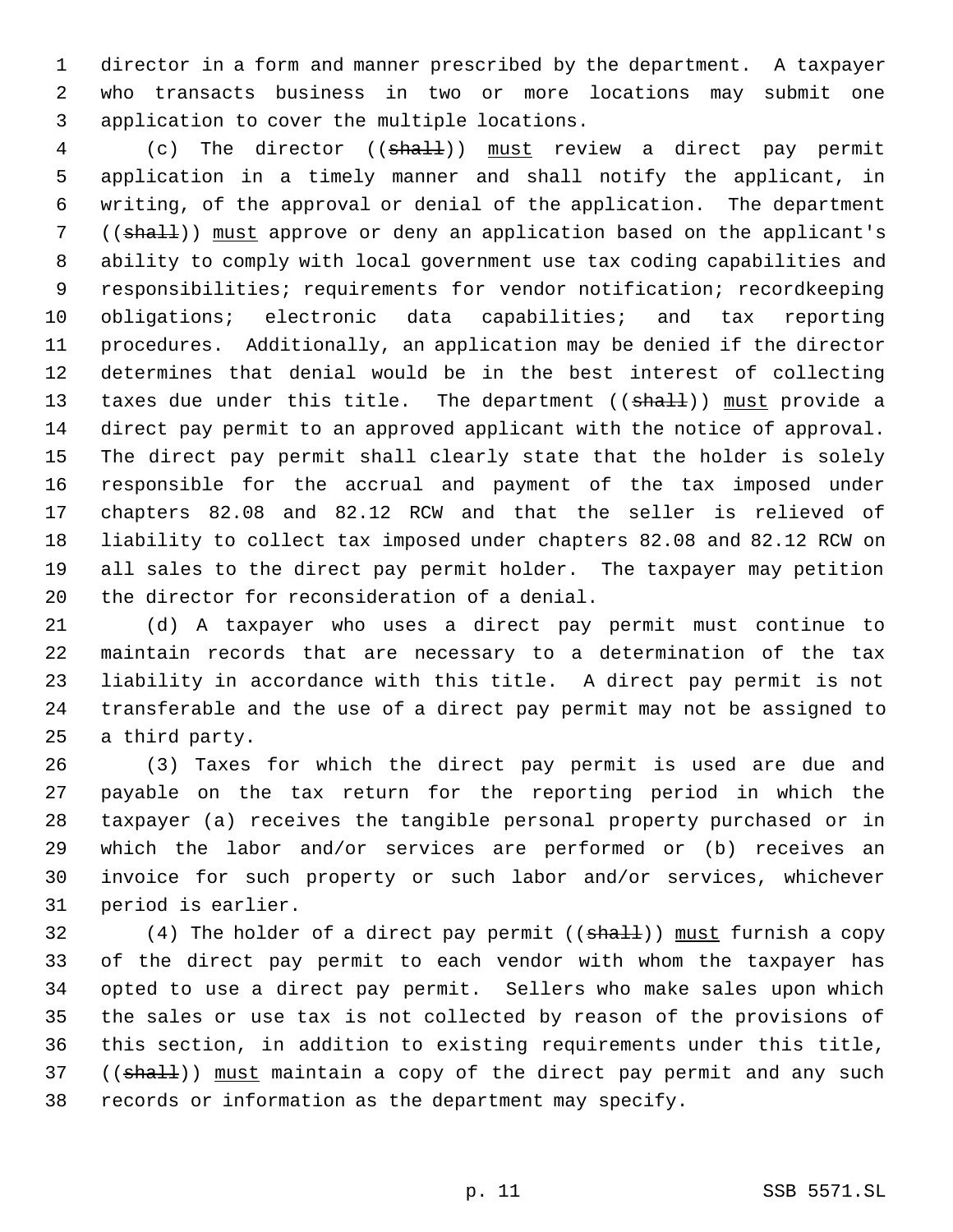director in a form and manner prescribed by the department. A taxpayer who transacts business in two or more locations may submit one application to cover the multiple locations.

(c) The director ((~~shall~~)) <u>must</u> review a direct pay permit application in a timely manner and shall notify the applicant, in writing, of the approval or denial of the application. The department ((~~shall~~)) <u>must</u> approve or deny an application based on the applicant's ability to comply with local government use tax coding capabilities and responsibilities; requirements for vendor notification; recordkeeping obligations; electronic data capabilities; and tax reporting procedures. Additionally, an application may be denied if the director determines that denial would be in the best interest of collecting taxes due under this title. The department ((~~shall~~)) <u>must</u> provide a direct pay permit to an approved applicant with the notice of approval. The direct pay permit shall clearly state that the holder is solely responsible for the accrual and payment of the tax imposed under chapters 82.08 and 82.12 RCW and that the seller is relieved of liability to collect tax imposed under chapters 82.08 and 82.12 RCW on all sales to the direct pay permit holder. The taxpayer may petition the director for reconsideration of a denial.

(d) A taxpayer who uses a direct pay permit must continue to maintain records that are necessary to a determination of the tax liability in accordance with this title. A direct pay permit is not transferable and the use of a direct pay permit may not be assigned to a third party.

(3) Taxes for which the direct pay permit is used are due and payable on the tax return for the reporting period in which the taxpayer (a) receives the tangible personal property purchased or in which the labor and/or services are performed or (b) receives an invoice for such property or such labor and/or services, whichever period is earlier.

(4) The holder of a direct pay permit ((~~shall~~)) <u>must</u> furnish a copy of the direct pay permit to each vendor with whom the taxpayer has opted to use a direct pay permit. Sellers who make sales upon which the sales or use tax is not collected by reason of the provisions of this section, in addition to existing requirements under this title, ((~~shall~~)) <u>must</u> maintain a copy of the direct pay permit and any such records or information as the department may specify.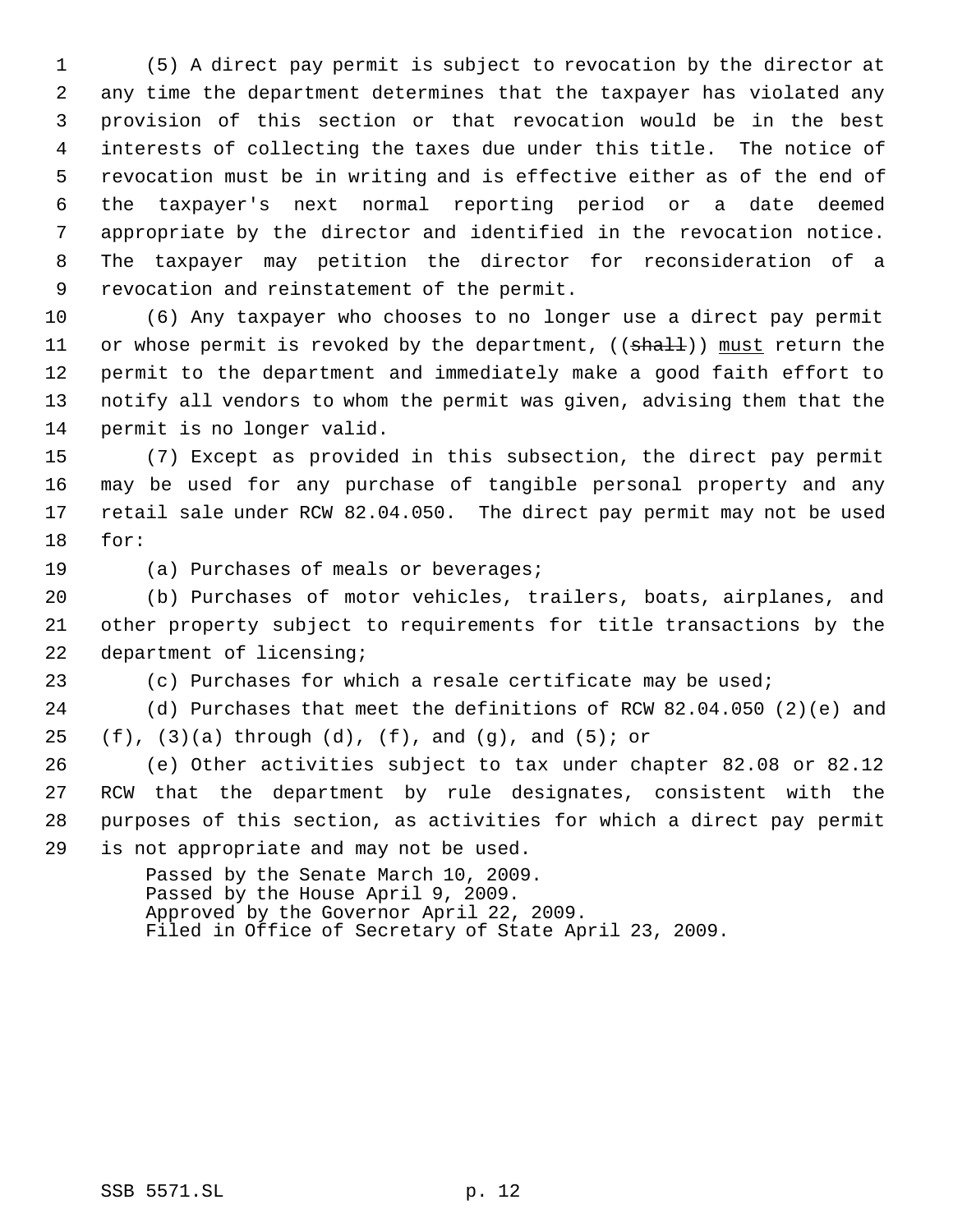(5) A direct pay permit is subject to revocation by the director at any time the department determines that the taxpayer has violated any provision of this section or that revocation would be in the best interests of collecting the taxes due under this title. The notice of revocation must be in writing and is effective either as of the end of the taxpayer's next normal reporting period or a date deemed appropriate by the director and identified in the revocation notice. The taxpayer may petition the director for reconsideration of a revocation and reinstatement of the permit.

(6) Any taxpayer who chooses to no longer use a direct pay permit or whose permit is revoked by the department, ((~~shall~~)) <u>must</u> return the permit to the department and immediately make a good faith effort to notify all vendors to whom the permit was given, advising them that the permit is no longer valid.

(7) Except as provided in this subsection, the direct pay permit may be used for any purchase of tangible personal property and any retail sale under RCW 82.04.050. The direct pay permit may not be used for:

(a) Purchases of meals or beverages;

(b) Purchases of motor vehicles, trailers, boats, airplanes, and other property subject to requirements for title transactions by the department of licensing;

(c) Purchases for which a resale certificate may be used;

(d) Purchases that meet the definitions of RCW 82.04.050 (2)(e) and (f), (3)(a) through (d), (f), and (g), and (5); or

(e) Other activities subject to tax under chapter 82.08 or 82.12 RCW that the department by rule designates, consistent with the purposes of this section, as activities for which a direct pay permit is not appropriate and may not be used.

Passed by the Senate March 10, 2009.
Passed by the House April 9, 2009.
Approved by the Governor April 22, 2009.
Filed in Office of Secretary of State April 23, 2009.